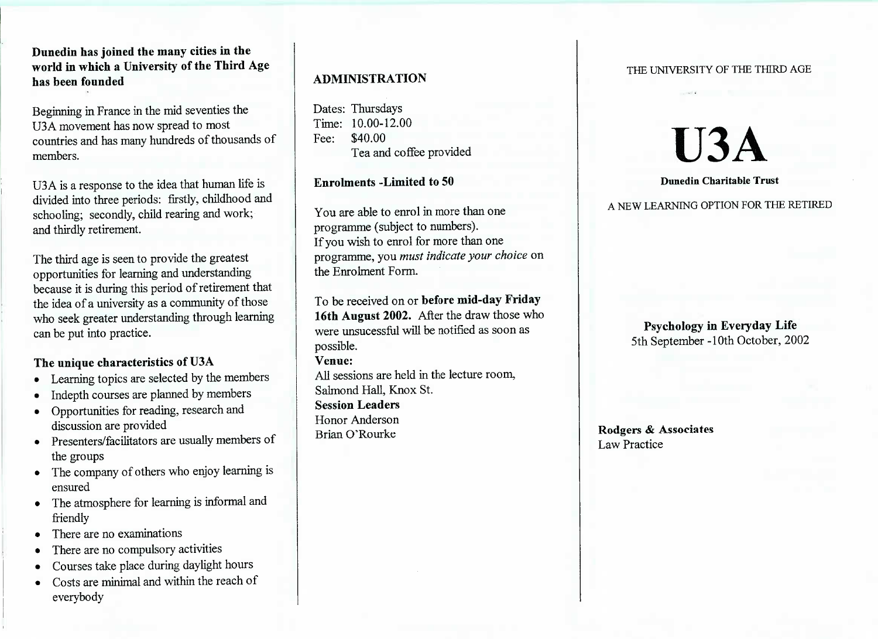## Dunedin has joined the many cities in the world in which a University of the Third Age has been founded

Beginning in France in the mid seventies the U3A movement has now spread to most countries and has many hundreds of thousands of members.

U3A is a response to the idea that human life is divided into three periods: firstly, childhood and schooling; secondly, child rearing and work; and thirdly retirement.

The third age is seen to provide the greatest opportunities for learning and understanding because it is during this period of retirement that the idea of a university as a community of those who seek greater understanding through learning can be put into practice.

### The unique characteristics of U3A

- Learning topics are selected by the members
- Indepth courses are planned by members
- Opportunities for reading, research and discussion are provided
- Presenters/facilitators are usually members of the groups
- The company of others who enjoy learning is ensured
- The atmosphere for learning is informal and friendly
- There are no examinations
- There are no compulsory activities
- Courses take place during daylight hours
- Costs are minimal and within the reach of everybody

## ADMINISTRATION

Dates: Thursdays
Time: 10.00-12.00
Fee: $40.00
Tea and coffee provided

**Enrolments -Limited to 50**

You are able to enrol in more than one programme (subject to numbers).
If you wish to enrol for more than one programme, you *must indicate your choice* on the Enrolment Form.

To be received on or **before mid-day Friday 16th August 2002.** After the draw those who were unsucessful will be notified as soon as possible.

**Venue:**
All sessions are held in the lecture room, Salmond Hall, Knox St.

**Session Leaders**
Honor Anderson
Brian O'Rourke

THE UNIVERSITY OF THE THIRD AGE

# U3A

**Dunedin Charitable Trust**

A NEW LEARNING OPTION FOR THE RETIRED

**Psychology in Everyday Life**
5th September -10th October, 2002

**Rodgers & Associates**
Law Practice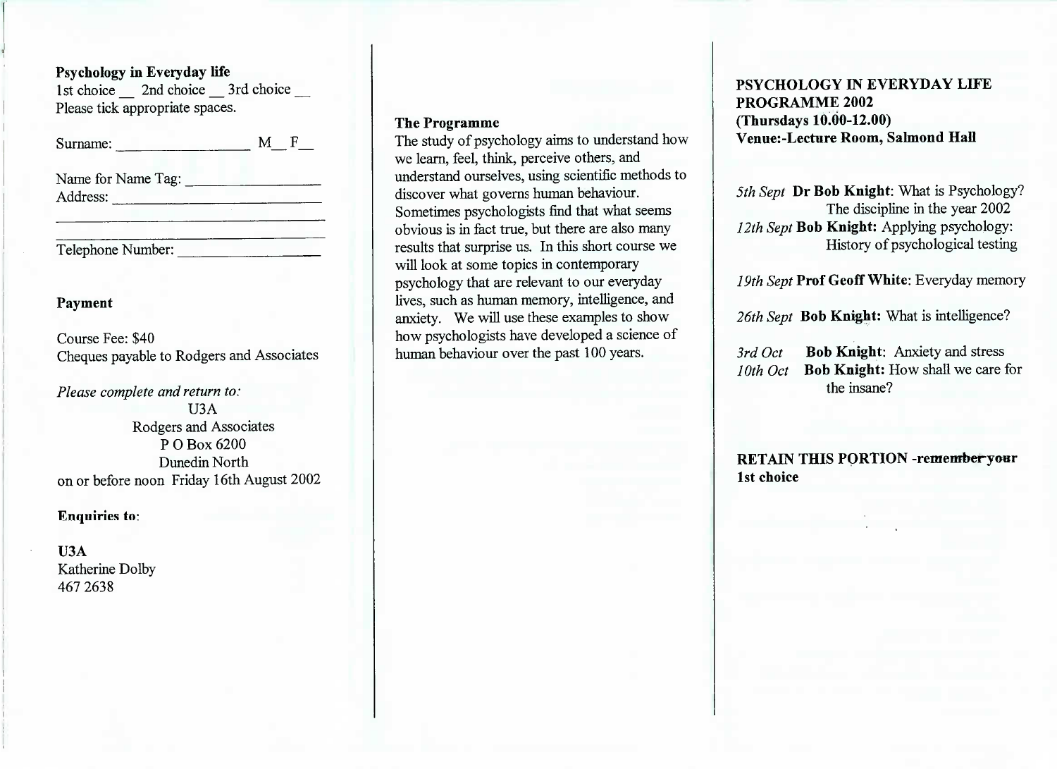**Psychology in Everyday life**

1st choice __ 2nd choice __ 3rd choice __

Please tick appropriate spaces.

Surname: ________________ M__ F__

Name for Name Tag: ________________

Address: ________________________

________________________________

________________________________

Telephone Number: ________________

**Payment**

Course Fee: $40

Cheques payable to Rodgers and Associates

*Please complete and return to:*

U3A
Rodgers and Associates
P O Box 6200
Dunedin North

on or before noon Friday 16th August 2002

**Enquiries to:**

**U3A**
Katherine Dolby
467 2638

**The Programme**

The study of psychology aims to understand how we learn, feel, think, perceive others, and understand ourselves, using scientific methods to discover what governs human behaviour. Sometimes psychologists find that what seems obvious is in fact true, but there are also many results that surprise us. In this short course we will look at some topics in contemporary psychology that are relevant to our everyday lives, such as human memory, intelligence, and anxiety. We will use these examples to show how psychologists have developed a science of human behaviour over the past 100 years.

**PSYCHOLOGY IN EVERYDAY LIFE PROGRAMME 2002**
**(Thursdays 10.00-12.00)**
**Venue:-Lecture Room, Salmond Hall**

*5th Sept* **Dr Bob Knight**: What is Psychology? The discipline in the year 2002

*12th Sept* **Bob Knight:** Applying psychology: History of psychological testing

*19th Sept* **Prof Geoff White**: Everyday memory

*26th Sept* **Bob Knight:** What is intelligence?

*3rd Oct* **Bob Knight**: Anxiety and stress

*10th Oct* **Bob Knight:** How shall we care for the insane?

**RETAIN THIS PORTION -remember your 1st choice**